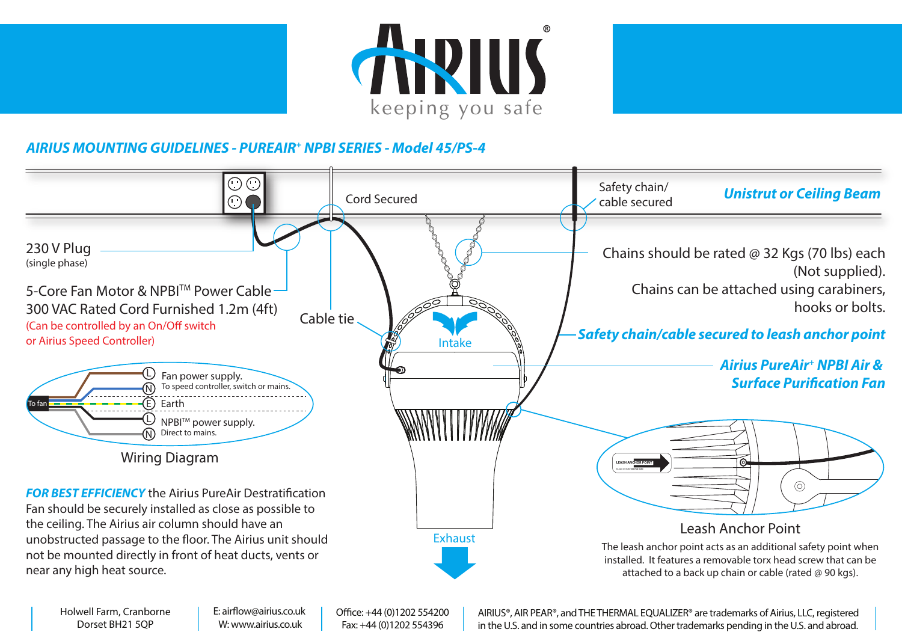# AIRIUS

keeping you safe

## *AIRIUS MOUNTING GUIDELINES - PUREAIR+ NPBI SERIES - Model 45/PS-4*

***Unistrut or Ceiling Beam***

Cord Secured

Safety chain/ cable secured

230 V Plug (single phase)

5-Core Fan Motor & NPBI™ Power Cable
300 VAC Rated Cord Furnished 1.2m (4ft)
(Can be controlled by an On/Off switch or Airius Speed Controller)

Cable tie

Chains should be rated @ 32 Kgs (70 lbs) each (Not supplied).
Chains can be attached using carabiners, hooks or bolts.

***Safety chain/cable secured to leash anchor point***

Intake

***Airius PureAir+ NPBI Air & Surface Purification Fan***

### Wiring Diagram

To fan

- (L) Fan power supply.
- (N) To speed controller, switch or mains.
- (E) Earth
- (L) NPBI™ power supply.
- (N) Direct to mains.

***FOR BEST EFFICIENCY*** the Airius PureAir Destratification Fan should be securely installed as close as possible to the ceiling. The Airius air column should have an unobstructed passage to the floor. The Airius unit should not be mounted directly in front of heat ducts, vents or near any high heat source.

Exhaust

### Leash Anchor Point

LEASH ANCHOR POINT

The leash anchor point acts as an additional safety point when installed. It features a removable torx head screw that can be attached to a back up chain or cable (rated @ 90 kgs).

Holwell Farm, Cranborne
Dorset BH21 5QP

E: airflow@airius.co.uk
W: www.airius.co.uk

Office: +44 (0)1202 554200
Fax: +44 (0)1202 554396

AIRIUS®, AIR PEAR®, and THE THERMAL EQUALIZER® are trademarks of Airius, LLC, registered in the U.S. and in some countries abroad. Other trademarks pending in the U.S. and abroad.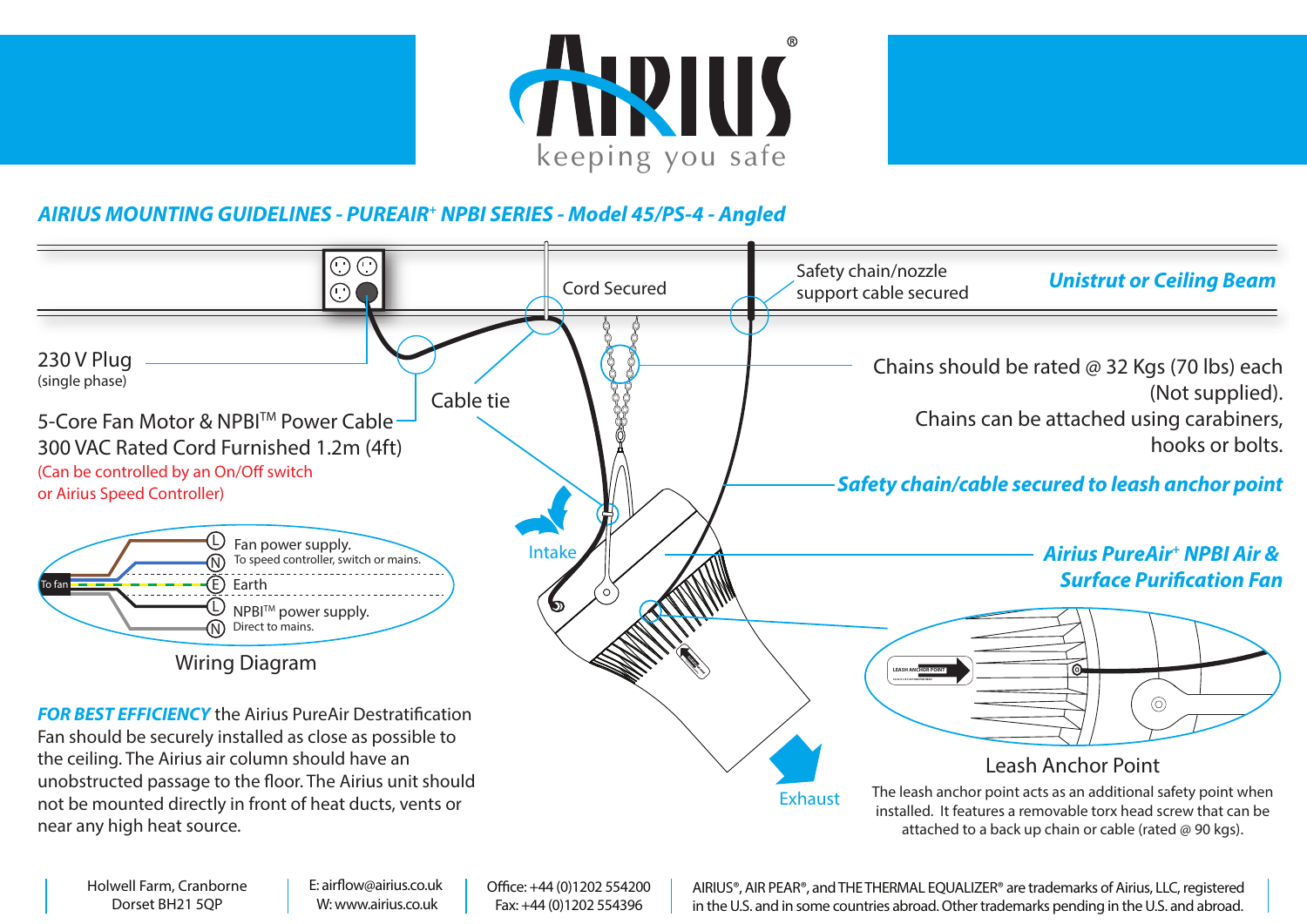AIRIUS keeping you safe

## AIRIUS MOUNTING GUIDELINES - PUREAIR+ NPBI SERIES - Model 45/PS-4 - Angled

Cord Secured

Safety chain/nozzle support cable secured

**Unistrut or Ceiling Beam**

230 V Plug
(single phase)

Cable tie

5-Core Fan Motor & NPBI™ Power Cable
300 VAC Rated Cord Furnished 1.2m (4ft)
(Can be controlled by an On/Off switch or Airius Speed Controller)

Chains should be rated @ 32 Kgs (70 lbs) each (Not supplied).
Chains can be attached using carabiners, hooks or bolts.

***Safety chain/cable secured to leash anchor point***

Intake

***Airius PureAir+ NPBI Air & Surface Purification Fan***

To fan

L Fan power supply.
N To speed controller, switch or mains.
E Earth
L NPBI™ power supply.
N Direct to mains.

Wiring Diagram

***FOR BEST EFFICIENCY*** the Airius PureAir Destratification Fan should be securely installed as close as possible to the ceiling. The Airius air column should have an unobstructed passage to the floor. The Airius unit should not be mounted directly in front of heat ducts, vents or near any high heat source.

Exhaust

Leash Anchor Point

The leash anchor point acts as an additional safety point when installed. It features a removable torx head screw that can be attached to a back up chain or cable (rated @ 90 kgs).

Holwell Farm, Cranborne
Dorset BH21 5QP

E: airflow@airius.co.uk
W: www.airius.co.uk

Office: +44 (0)1202 554200
Fax: +44 (0)1202 554396

AIRIUS®, AIR PEAR®, and THE THERMAL EQUALIZER® are trademarks of Airius, LLC, registered in the U.S. and in some countries abroad. Other trademarks pending in the U.S. and abroad.